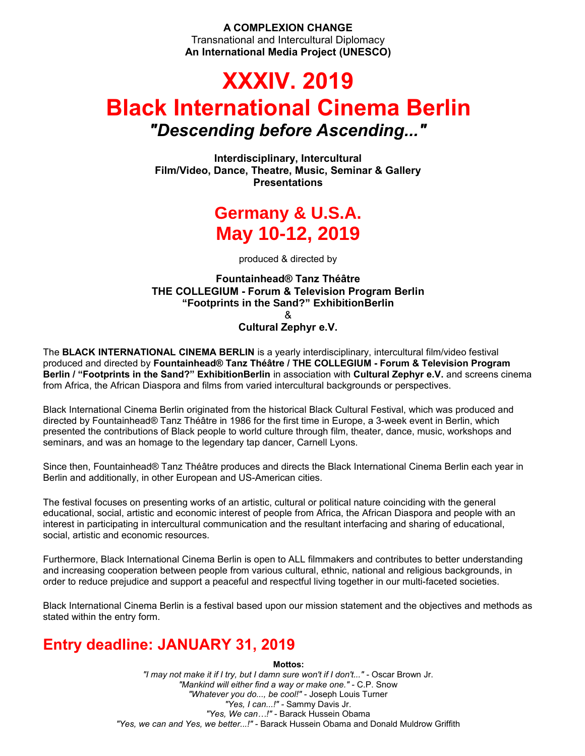**A COMPLEXION CHANGE**
Transnational and Intercultural Diplomacy
**An International Media Project (UNESCO)**

# XXXIV. 2019
# Black International Cinema Berlin
## *"Descending before Ascending..."*

**Interdisciplinary, Intercultural**
**Film/Video, Dance, Theatre, Music, Seminar & Gallery Presentations**

## Germany & U.S.A.
## May 10-12, 2019

produced & directed by

**Fountainhead® Tanz Théâtre**
**THE COLLEGIUM - Forum & Television Program Berlin**
**“Footprints in the Sand?” ExhibitionBerlin**
**&**
**Cultural Zephyr e.V.**

The **BLACK INTERNATIONAL CINEMA BERLIN** is a yearly interdisciplinary, intercultural film/video festival produced and directed by **Fountainhead® Tanz Théâtre / THE COLLEGIUM - Forum & Television Program Berlin / “Footprints in the Sand?” ExhibitionBerlin** in association with **Cultural Zephyr e.V.** and screens cinema from Africa, the African Diaspora and films from varied intercultural backgrounds or perspectives.

Black International Cinema Berlin originated from the historical Black Cultural Festival, which was produced and directed by Fountainhead® Tanz Théâtre in 1986 for the first time in Europe, a 3-week event in Berlin, which presented the contributions of Black people to world culture through film, theater, dance, music, workshops and seminars, and was an homage to the legendary tap dancer, Carnell Lyons.

Since then, Fountainhead® Tanz Théâtre produces and directs the Black International Cinema Berlin each year in Berlin and additionally, in other European and US-American cities.

The festival focuses on presenting works of an artistic, cultural or political nature coinciding with the general educational, social, artistic and economic interest of people from Africa, the African Diaspora and people with an interest in participating in intercultural communication and the resultant interfacing and sharing of educational, social, artistic and economic resources.

Furthermore, Black International Cinema Berlin is open to ALL filmmakers and contributes to better understanding and increasing cooperation between people from various cultural, ethnic, national and religious backgrounds, in order to reduce prejudice and support a peaceful and respectful living together in our multi-faceted societies.

Black International Cinema Berlin is a festival based upon our mission statement and the objectives and methods as stated within the entry form.

## Entry deadline: JANUARY 31, 2019

**Mottos:**

*"I may not make it if I try, but I damn sure won't if I don't..."* - Oscar Brown Jr.
*"Mankind will either find a way or make one."* - C.P. Snow
*"Whatever you do..., be cool!"* - Joseph Louis Turner
*"Yes, I can...!"* - Sammy Davis Jr.
*"Yes, We can…!"* - Barack Hussein Obama
*"Yes, we can and Yes, we better...!"* - Barack Hussein Obama and Donald Muldrow Griffith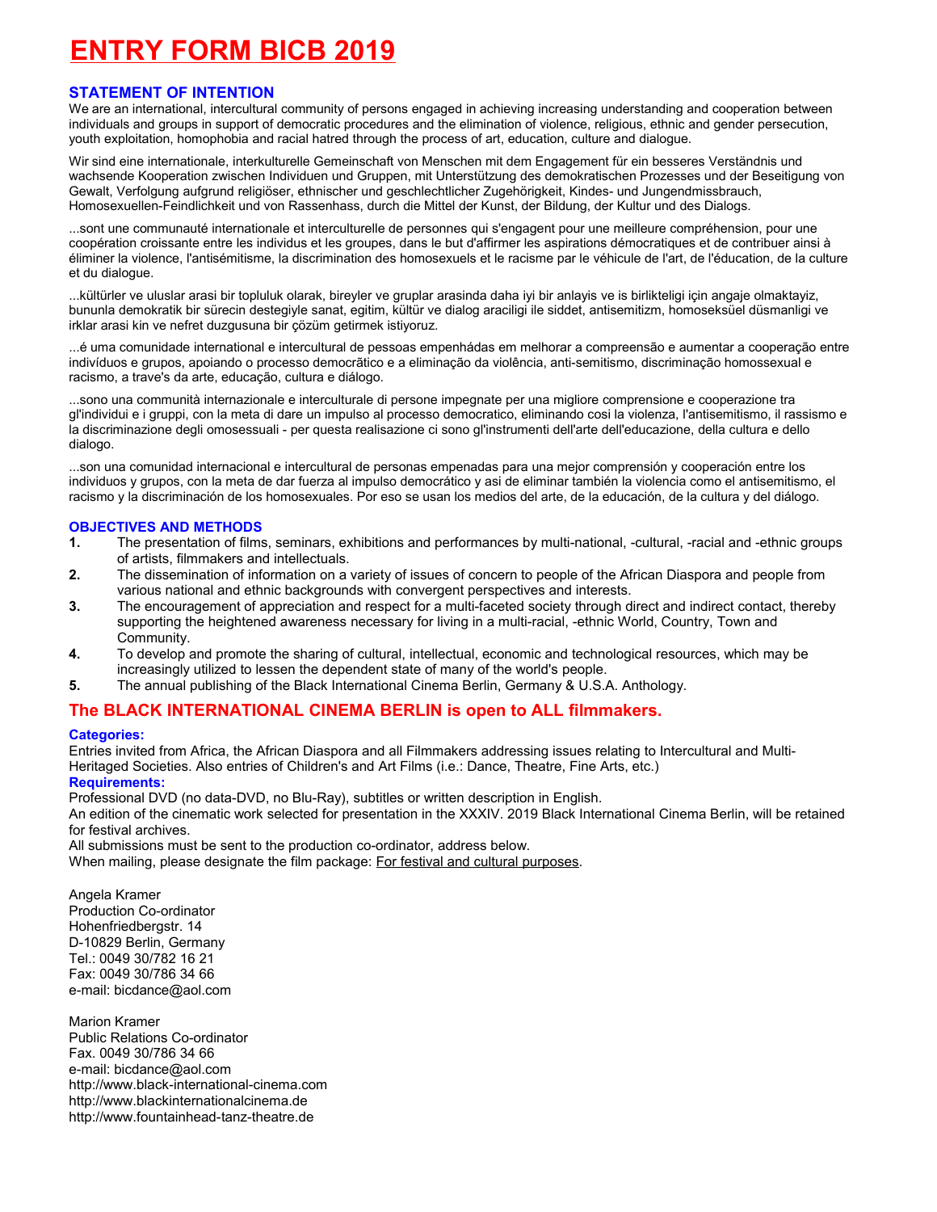# ENTRY FORM BICB 2019

### STATEMENT OF INTENTION

We are an international, intercultural community of persons engaged in achieving increasing understanding and cooperation between individuals and groups in support of democratic procedures and the elimination of violence, religious, ethnic and gender persecution, youth exploitation, homophobia and racial hatred through the process of art, education, culture and dialogue.

Wir sind eine internationale, interkulturelle Gemeinschaft von Menschen mit dem Engagement für ein besseres Verständnis und wachsende Kooperation zwischen Individuen und Gruppen, mit Unterstützung des demokratischen Prozesses und der Beseitigung von Gewalt, Verfolgung aufgrund religiöser, ethnischer und geschlechtlicher Zugehörigkeit, Kindes- und Jungendmissbrauch, Homosexuellen-Feindlichkeit und von Rassenhass, durch die Mittel der Kunst, der Bildung, der Kultur und des Dialogs.

...sont une communauté internationale et interculturelle de personnes qui s'engagent pour une meilleure compréhension, pour une coopération croissante entre les individus et les groupes, dans le but d'affirmer les aspirations démocratiques et de contribuer ainsi à éliminer la violence, l'antisémitisme, la discrimination des homosexuels et le racisme par le véhicule de l'art, de l'éducation, de la culture et du dialogue.

...kültürler ve uluslar arasi bir topluluk olarak, bireyler ve gruplar arasinda daha iyi bir anlayis ve is birlikteligi için angaje olmaktayiz, bununla demokratik bir sürecin destegiyle sanat, egitim, kültür ve dialog araciligi ile siddet, antisemitizm, homoseksüel düsmanligi ve irklar arasi kin ve nefret duzgusuna bir çözüm getirmek istiyoruz.

...é uma comunidade international e intercultural de pessoas empenhádas em melhorar a compreensão e aumentar a cooperação entre indivíduos e grupos, apoiando o processo democrãtico e a eliminação da violência, anti-semitismo, discriminação homossexual e racismo, a trave's da arte, educação, cultura e diálogo.

...sono una communità internazionale e interculturale di persone impegnate per una migliore comprensione e cooperazione tra gl'individui e i gruppi, con la meta di dare un impulso al processo democratico, eliminando cosi la violenza, l'antisemitismo, il rassismo e la discriminazione degli omosessuali - per questa realisazione ci sono gl'instrumenti dell'arte dell'educazione, della cultura e dello dialogo.

...son una comunidad internacional e intercultural de personas empenadas para una mejor comprensión y cooperación entre los individuos y grupos, con la meta de dar fuerza al impulso democrático y asi de eliminar también la violencia como el antisemitismo, el racismo y la discriminación de los homosexuales. Por eso se usan los medios del arte, de la educación, de la cultura y del diálogo.

### OBJECTIVES AND METHODS

1. The presentation of films, seminars, exhibitions and performances by multi-national, -cultural, -racial and -ethnic groups of artists, filmmakers and intellectuals.
2. The dissemination of information on a variety of issues of concern to people of the African Diaspora and people from various national and ethnic backgrounds with convergent perspectives and interests.
3. The encouragement of appreciation and respect for a multi-faceted society through direct and indirect contact, thereby supporting the heightened awareness necessary for living in a multi-racial, -ethnic World, Country, Town and Community.
4. To develop and promote the sharing of cultural, intellectual, economic and technological resources, which may be increasingly utilized to lessen the dependent state of many of the world's people.
5. The annual publishing of the Black International Cinema Berlin, Germany & U.S.A. Anthology.

## The BLACK INTERNATIONAL CINEMA BERLIN is open to ALL filmmakers.

**Categories:**

Entries invited from Africa, the African Diaspora and all Filmmakers addressing issues relating to Intercultural and Multi-Heritaged Societies. Also entries of Children's and Art Films (i.e.: Dance, Theatre, Fine Arts, etc.)

**Requirements:**

Professional DVD (no data-DVD, no Blu-Ray), subtitles or written description in English.
An edition of the cinematic work selected for presentation in the XXXIV. 2019 Black International Cinema Berlin, will be retained for festival archives.
All submissions must be sent to the production co-ordinator, address below.
When mailing, please designate the film package: For festival and cultural purposes.

Angela Kramer
Production Co-ordinator
Hohenfriedbergstr. 14
D-10829 Berlin, Germany
Tel.: 0049 30/782 16 21
Fax: 0049 30/786 34 66
e-mail: bicdance@aol.com

Marion Kramer
Public Relations Co-ordinator
Fax. 0049 30/786 34 66
e-mail: bicdance@aol.com
http://www.black-international-cinema.com
http://www.blackinternationalcinema.de
http://www.fountainhead-tanz-theatre.de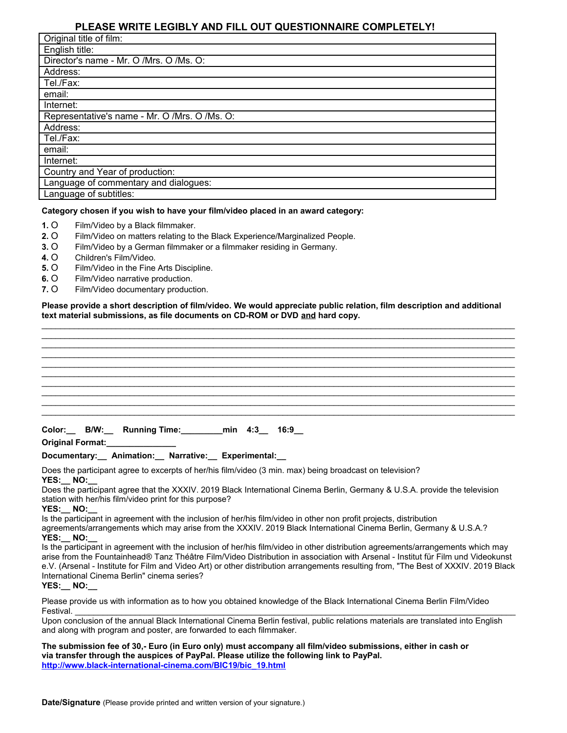## PLEASE WRITE LEGIBLY AND FILL OUT QUESTIONNAIRE COMPLETELY!

| |
|---|
| Original title of film: |
| English title: |
| Director's name - Mr. O /Mrs. O /Ms. O: |
| Address: |
| Tel./Fax: |
| email: |
| Internet: |
| Representative's name - Mr. O /Mrs. O /Ms. O: |
| Address: |
| Tel./Fax: |
| email: |
| Internet: |
| Country and Year of production: |
| Language of commentary and dialogues: |
| Language of subtitles: |

**Category chosen if you wish to have your film/video placed in an award category:**

**1.** O Film/Video by a Black filmmaker.
**2.** O Film/Video on matters relating to the Black Experience/Marginalized People.
**3.** O Film/Video by a German filmmaker or a filmmaker residing in Germany.
**4.** O Children's Film/Video.
**5.** O Film/Video in the Fine Arts Discipline.
**6.** O Film/Video narrative production.
**7.** O Film/Video documentary production.

**Please provide a short description of film/video. We would appreciate public relation, film description and additional text material submissions, as file documents on CD-ROM or DVD and hard copy.**

______________________________________________________________________________________
______________________________________________________________________________________
______________________________________________________________________________________
______________________________________________________________________________________
______________________________________________________________________________________
______________________________________________________________________________________
______________________________________________________________________________________
______________________________________________________________________________________
______________________________________________________________________________________
______________________________________________________________________________________

**Color:__ B/W:__ Running Time:_________min 4:3__ 16:9__**

**Original Format:_______________**

**Documentary:__ Animation:__ Narrative:__ Experimental:__**

Does the participant agree to excerpts of her/his film/video (3 min. max) being broadcast on television?
**YES:__ NO:__**

Does the participant agree that the XXXIV. 2019 Black International Cinema Berlin, Germany & U.S.A. provide the television station with her/his film/video print for this purpose?
**YES:__ NO:__**

Is the participant in agreement with the inclusion of her/his film/video in other non profit projects, distribution agreements/arrangements which may arise from the XXXIV. 2019 Black International Cinema Berlin, Germany & U.S.A.?
**YES:__ NO:__**

Is the participant in agreement with the inclusion of her/his film/video in other distribution agreements/arrangements which may arise from the Fountainhead® Tanz Théâtre Film/Video Distribution in association with Arsenal - Institut für Film und Videokunst e.V. (Arsenal - Institute for Film and Video Art) or other distribution arrangements resulting from, "The Best of XXXIV. 2019 Black International Cinema Berlin" cinema series?
**YES:__ NO:__**

Please provide us with information as to how you obtained knowledge of the Black International Cinema Berlin Film/Video Festival. ______________________________________________________________________________

Upon conclusion of the annual Black International Cinema Berlin festival, public relations materials are translated into English and along with program and poster, are forwarded to each filmmaker.

**The submission fee of 30,- Euro (in Euro only) must accompany all film/video submissions, either in cash or via transfer through the auspices of PayPal. Please utilize the following link to PayPal.**
**http://www.black-international-cinema.com/BIC19/bic_19.html**

**Date/Signature** (Please provide printed and written version of your signature.)